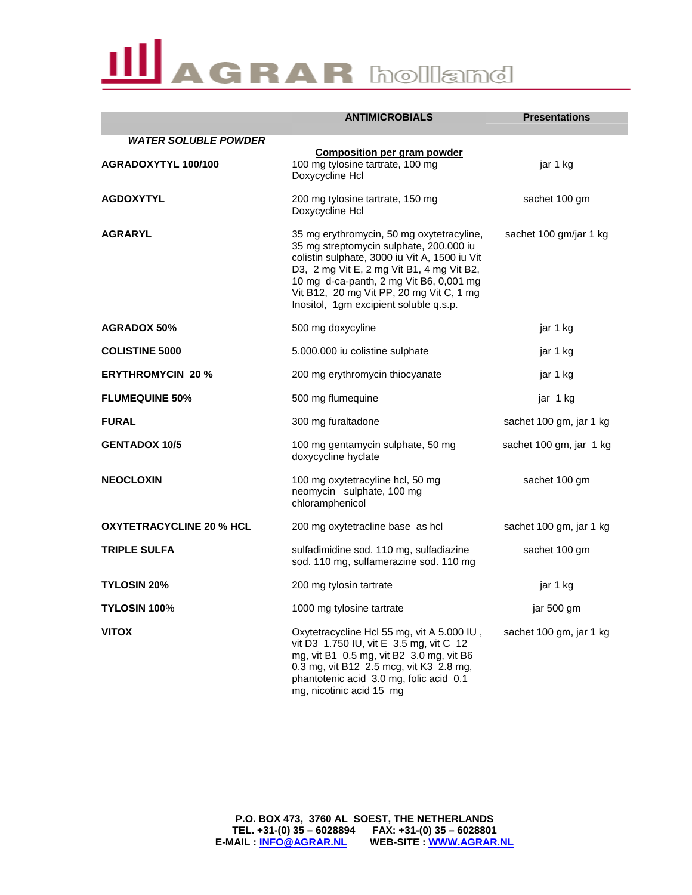# AGRAR holland

| | ANTIMICROBIALS | Presentations |
|---|---|---|
| ***WATER SOLUBLE POWDER*** | **Composition per gram powder** | |
| **AGRADOXYTYL 100/100** | 100 mg tylosine tartrate, 100 mg Doxycycline Hcl | jar 1 kg |
| **AGDOXYTYL** | 200 mg tylosine tartrate, 150 mg Doxycycline Hcl | sachet 100 gm |
| **AGRARYL** | 35 mg erythromycin, 50 mg oxytetracyline, 35 mg streptomycin sulphate, 200.000 iu colistin sulphate, 3000 iu Vit A, 1500 iu Vit D3, 2 mg Vit E, 2 mg Vit B1, 4 mg Vit B2, 10 mg d-ca-panth, 2 mg Vit B6, 0,001 mg Vit B12, 20 mg Vit PP, 20 mg Vit C, 1 mg Inositol, 1gm excipient soluble q.s.p. | sachet 100 gm/jar 1 kg |
| **AGRADOX 50%** | 500 mg doxycyline | jar 1 kg |
| **COLISTINE 5000** | 5.000.000 iu colistine sulphate | jar 1 kg |
| **ERYTHROMYCIN 20 %** | 200 mg erythromycin thiocyanate | jar 1 kg |
| **FLUMEQUINE 50%** | 500 mg flumequine | jar 1 kg |
| **FURAL** | 300 mg furaltadone | sachet 100 gm, jar 1 kg |
| **GENTADOX 10/5** | 100 mg gentamycin sulphate, 50 mg doxycycline hyclate | sachet 100 gm, jar 1 kg |
| **NEOCLOXIN** | 100 mg oxytetracyline hcl, 50 mg neomycin sulphate, 100 mg chloramphenicol | sachet 100 gm |
| **OXYTETRACYCLINE 20 % HCL** | 200 mg oxytetracline base as hcl | sachet 100 gm, jar 1 kg |
| **TRIPLE SULFA** | sulfadimidine sod. 110 mg, sulfadiazine sod. 110 mg, sulfamerazine sod. 110 mg | sachet 100 gm |
| **TYLOSIN 20%** | 200 mg tylosin tartrate | jar 1 kg |
| **TYLOSIN 100**% | 1000 mg tylosine tartrate | jar 500 gm |
| **VITOX** | Oxytetracycline Hcl 55 mg, vit A 5.000 IU , vit D3 1.750 IU, vit E 3.5 mg, vit C 12 mg, vit B1 0.5 mg, vit B2 3.0 mg, vit B6 0.3 mg, vit B12 2.5 mcg, vit K3 2.8 mg, phantotenic acid 3.0 mg, folic acid 0.1 mg, nicotinic acid 15 mg | sachet 100 gm, jar 1 kg |

**P.O. BOX 473, 3760 AL SOEST, THE NETHERLANDS**
**TEL. +31-(0) 35 – 6028894 FAX: +31-(0) 35 – 6028801**
**E-MAIL : INFO@AGRAR.NL WEB-SITE : WWW.AGRAR.NL**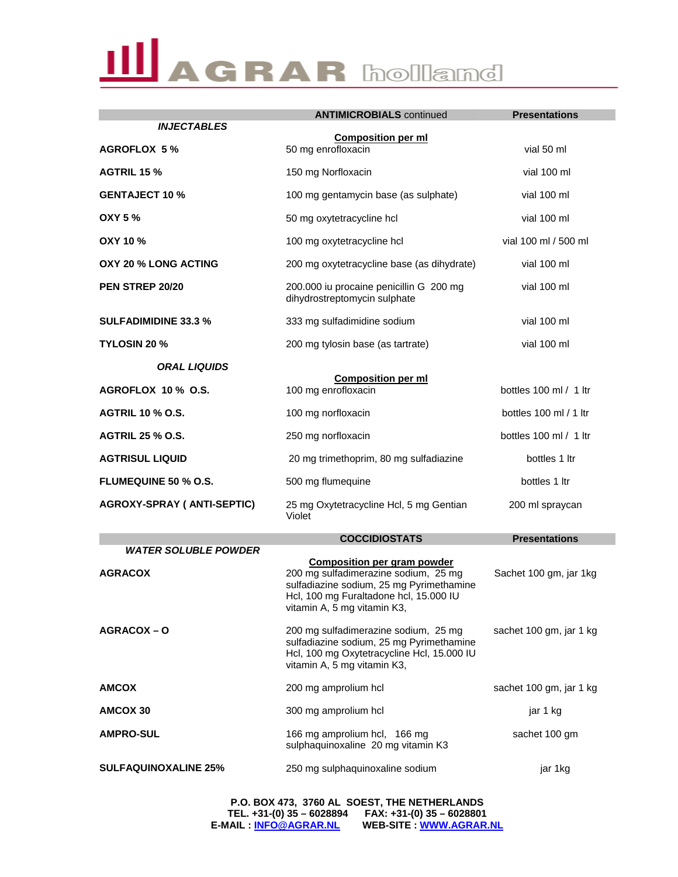# AGRAR holland

| INJECTABLES | ANTIMICROBIALS continued | Presentations |
|---|---|---|
| | **Composition per ml** | |
| **AGROFLOX 5 %** | 50 mg enrofloxacin | vial 50 ml |
| **AGTRIL 15 %** | 150 mg Norfloxacin | vial 100 ml |
| **GENTAJECT 10 %** | 100 mg gentamycin base (as sulphate) | vial 100 ml |
| **OXY 5 %** | 50 mg oxytetracycline hcl | vial 100 ml |
| **OXY 10 %** | 100 mg oxytetracycline hcl | vial 100 ml / 500 ml |
| **OXY 20 % LONG ACTING** | 200 mg oxytetracycline base (as dihydrate) | vial 100 ml |
| **PEN STREP 20/20** | 200.000 iu procaine penicillin G 200 mg dihydrostreptomycin sulphate | vial 100 ml |
| **SULFADIMIDINE 33.3 %** | 333 mg sulfadimidine sodium | vial 100 ml |
| **TYLOSIN 20 %** | 200 mg tylosin base (as tartrate) | vial 100 ml |
| ***ORAL LIQUIDS*** | **Composition per ml** | |
| **AGROFLOX 10 % O.S.** | 100 mg enrofloxacin | bottles 100 ml / 1 ltr |
| **AGTRIL 10 % O.S.** | 100 mg norfloxacin | bottles 100 ml / 1 ltr |
| **AGTRIL 25 % O.S.** | 250 mg norfloxacin | bottles 100 ml / 1 ltr |
| **AGTRISUL LIQUID** | 20 mg trimethoprim, 80 mg sulfadiazine | bottles 1 ltr |
| **FLUMEQUINE 50 % O.S.** | 500 mg flumequine | bottles 1 ltr |
| **AGROXY-SPRAY ( ANTI-SEPTIC)** | 25 mg Oxytetracycline Hcl, 5 mg Gentian Violet | 200 ml spraycan |

| WATER SOLUBLE POWDER | COCCIDIOSTATS | Presentations |
|---|---|---|
| | **Composition per gram powder** | |
| **AGRACOX** | 200 mg sulfadimerazine sodium, 25 mg sulfadiazine sodium, 25 mg Pyrimethamine Hcl, 100 mg Furaltadone hcl, 15.000 IU vitamin A, 5 mg vitamin K3, | Sachet 100 gm, jar 1kg |
| **AGRACOX – O** | 200 mg sulfadimerazine sodium, 25 mg sulfadiazine sodium, 25 mg Pyrimethamine Hcl, 100 mg Oxytetracycline Hcl, 15.000 IU vitamin A, 5 mg vitamin K3, | sachet 100 gm, jar 1 kg |
| **AMCOX** | 200 mg amprolium hcl | sachet 100 gm, jar 1 kg |
| **AMCOX 30** | 300 mg amprolium hcl | jar 1 kg |
| **AMPRO-SUL** | 166 mg amprolium hcl, 166 mg sulphaquinoxaline 20 mg vitamin K3 | sachet 100 gm |
| **SULFAQUINOXALINE 25%** | 250 mg sulphaquinoxaline sodium | jar 1kg |

**P.O. BOX 473, 3760 AL SOEST, THE NETHERLANDS**
**TEL. +31-(0) 35 – 6028894 FAX: +31-(0) 35 – 6028801**
**E-MAIL : INFO@AGRAR.NL WEB-SITE : WWW.AGRAR.NL**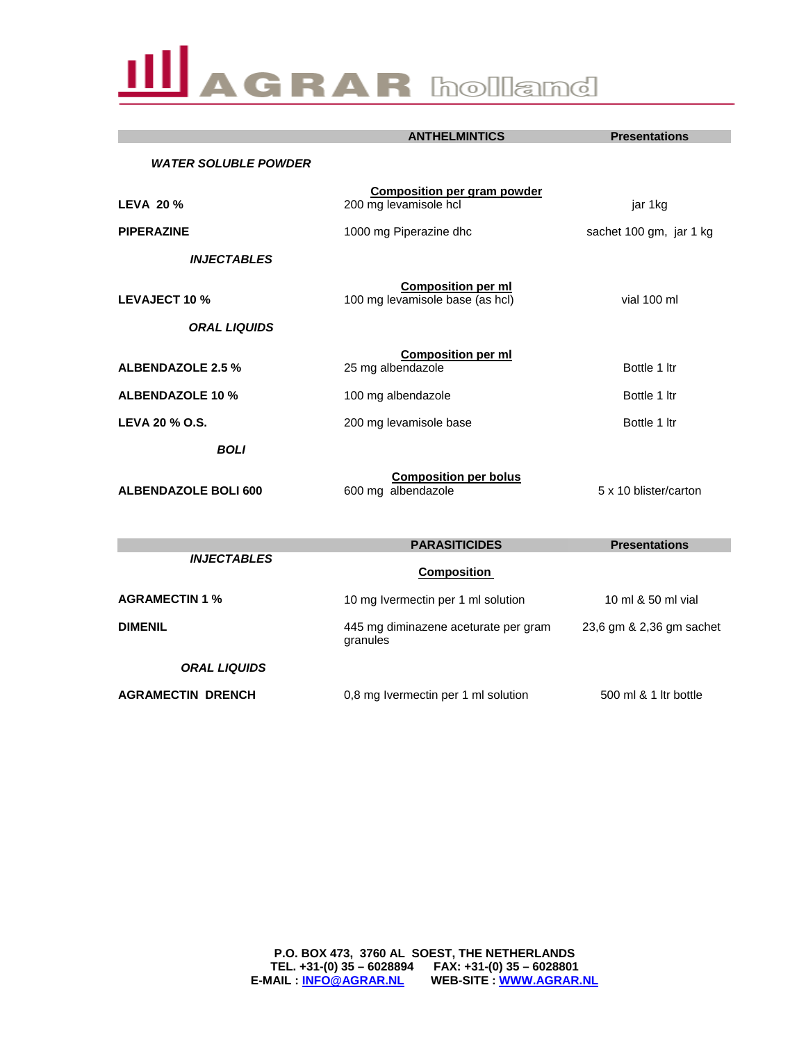# AGRAR holland

| | ANTHELMINTICS | Presentations |
|---|---|---|
| ***WATER SOLUBLE POWDER*** | | |
| | **Composition per gram powder** | |
| **LEVA 20 %** | 200 mg levamisole hcl | jar 1kg |
| **PIPERAZINE** | 1000 mg Piperazine dhc | sachet 100 gm, jar 1 kg |
| ***INJECTABLES*** | | |
| | **Composition per ml** | |
| **LEVAJECT 10 %** | 100 mg levamisole base (as hcl) | vial 100 ml |
| ***ORAL LIQUIDS*** | | |
| | **Composition per ml** | |
| **ALBENDAZOLE 2.5 %** | 25 mg albendazole | Bottle 1 ltr |
| **ALBENDAZOLE 10 %** | 100 mg albendazole | Bottle 1 ltr |
| **LEVA 20 % O.S.** | 200 mg levamisole base | Bottle 1 ltr |
| ***BOLI*** | | |
| | **Composition per bolus** | |
| **ALBENDAZOLE BOLI 600** | 600 mg albendazole | 5 x 10 blister/carton |

| | PARASITICIDES | Presentations |
|---|---|---|
| ***INJECTABLES*** | | |
| | **Composition** | |
| **AGRAMECTIN 1 %** | 10 mg Ivermectin per 1 ml solution | 10 ml & 50 ml vial |
| **DIMENIL** | 445 mg diminazene aceturate per gram granules | 23,6 gm & 2,36 gm sachet |
| ***ORAL LIQUIDS*** | | |
| **AGRAMECTIN DRENCH** | 0,8 mg Ivermectin per 1 ml solution | 500 ml & 1 ltr bottle |

**P.O. BOX 473, 3760 AL SOEST, THE NETHERLANDS**
**TEL. +31-(0) 35 – 6028894 FAX: +31-(0) 35 – 6028801**
**E-MAIL : INFO@AGRAR.NL WEB-SITE : WWW.AGRAR.NL**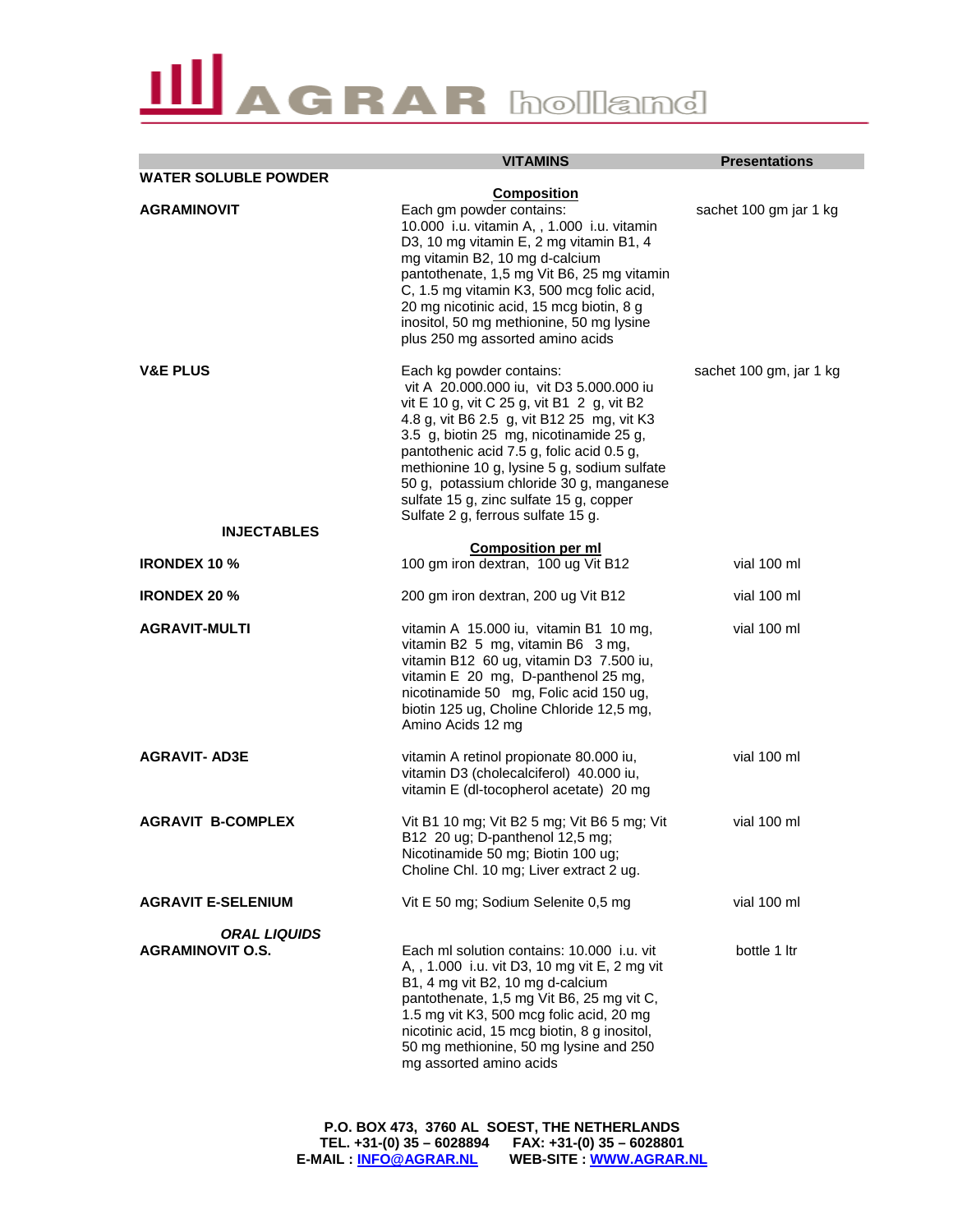# AGRAR holland

| | VITAMINS | Presentations |
|---|---|---|
| **WATER SOLUBLE POWDER** | | |
| | **Composition** | |
| **AGRAMINOVIT** | Each gm powder contains: 10.000 i.u. vitamin A, , 1.000 i.u. vitamin D3, 10 mg vitamin E, 2 mg vitamin B1, 4 mg vitamin B2, 10 mg d-calcium pantothenate, 1,5 mg Vit B6, 25 mg vitamin C, 1.5 mg vitamin K3, 500 mcg folic acid, 20 mg nicotinic acid, 15 mcg biotin, 8 g inositol, 50 mg methionine, 50 mg lysine plus 250 mg assorted amino acids | sachet 100 gm jar 1 kg |
| **V&E PLUS** | Each kg powder contains: vit A 20.000.000 iu, vit D3 5.000.000 iu vit E 10 g, vit C 25 g, vit B1 2 g, vit B2 4.8 g, vit B6 2.5 g, vit B12 25 mg, vit K3 3.5 g, biotin 25 mg, nicotinamide 25 g, pantothenic acid 7.5 g, folic acid 0.5 g, methionine 10 g, lysine 5 g, sodium sulfate 50 g, potassium chloride 30 g, manganese sulfate 15 g, zinc sulfate 15 g, copper Sulfate 2 g, ferrous sulfate 15 g. | sachet 100 gm, jar 1 kg |
| **INJECTABLES** | | |
| | **Composition per ml** | |
| **IRONDEX 10 %** | 100 gm iron dextran, 100 ug Vit B12 | vial 100 ml |
| **IRONDEX 20 %** | 200 gm iron dextran, 200 ug Vit B12 | vial 100 ml |
| **AGRAVIT-MULTI** | vitamin A 15.000 iu, vitamin B1 10 mg, vitamin B2 5 mg, vitamin B6 3 mg, vitamin B12 60 ug, vitamin D3 7.500 iu, vitamin E 20 mg, D-panthenol 25 mg, nicotinamide 50 mg, Folic acid 150 ug, biotin 125 ug, Choline Chloride 12,5 mg, Amino Acids 12 mg | vial 100 ml |
| **AGRAVIT- AD3E** | vitamin A retinol propionate 80.000 iu, vitamin D3 (cholecalciferol) 40.000 iu, vitamin E (dl-tocopherol acetate) 20 mg | vial 100 ml |
| **AGRAVIT B-COMPLEX** | Vit B1 10 mg; Vit B2 5 mg; Vit B6 5 mg; Vit B12 20 ug; D-panthenol 12,5 mg; Nicotinamide 50 mg; Biotin 100 ug; Choline Chl. 10 mg; Liver extract 2 ug. | vial 100 ml |
| **AGRAVIT E-SELENIUM** | Vit E 50 mg; Sodium Selenite 0,5 mg | vial 100 ml |
| ***ORAL LIQUIDS*** | | |
| **AGRAMINOVIT O.S.** | Each ml solution contains: 10.000 i.u. vit A, , 1.000 i.u. vit D3, 10 mg vit E, 2 mg vit B1, 4 mg vit B2, 10 mg d-calcium pantothenate, 1,5 mg Vit B6, 25 mg vit C, 1.5 mg vit K3, 500 mcg folic acid, 20 mg nicotinic acid, 15 mcg biotin, 8 g inositol, 50 mg methionine, 50 mg lysine and 250 mg assorted amino acids | bottle 1 ltr |

**P.O. BOX 473, 3760 AL SOEST, THE NETHERLANDS**
**TEL. +31-(0) 35 – 6028894 FAX: +31-(0) 35 – 6028801**
**E-MAIL : INFO@AGRAR.NL WEB-SITE : WWW.AGRAR.NL**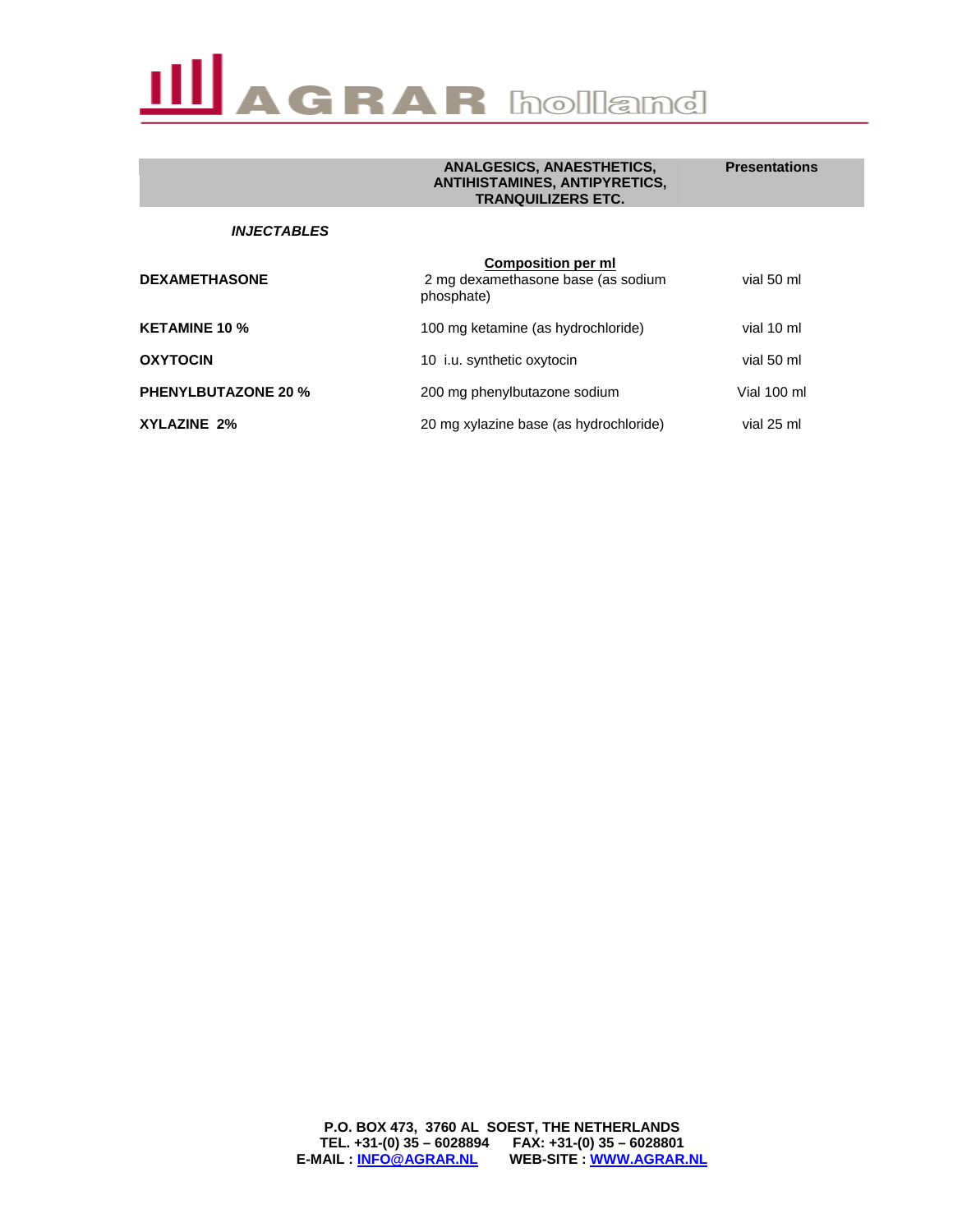AGRAR holland

| | ANALGESICS, ANAESTHETICS, ANTIHISTAMINES, ANTIPYRETICS, TRANQUILIZERS ETC. | Presentations |
|---|---|---|
| ***INJECTABLES*** | | |
| | **Composition per ml** | |
| **DEXAMETHASONE** | 2 mg dexamethasone base (as sodium phosphate) | vial 50 ml |
| **KETAMINE 10 %** | 100 mg ketamine (as hydrochloride) | vial 10 ml |
| **OXYTOCIN** | 10 i.u. synthetic oxytocin | vial 50 ml |
| **PHENYLBUTAZONE 20 %** | 200 mg phenylbutazone sodium | Vial 100 ml |
| **XYLAZINE 2%** | 20 mg xylazine base (as hydrochloride) | vial 25 ml |

**P.O. BOX 473, 3760 AL SOEST, THE NETHERLANDS**
**TEL. +31-(0) 35 – 6028894 FAX: +31-(0) 35 – 6028801**
**E-MAIL : INFO@AGRAR.NL WEB-SITE : WWW.AGRAR.NL**